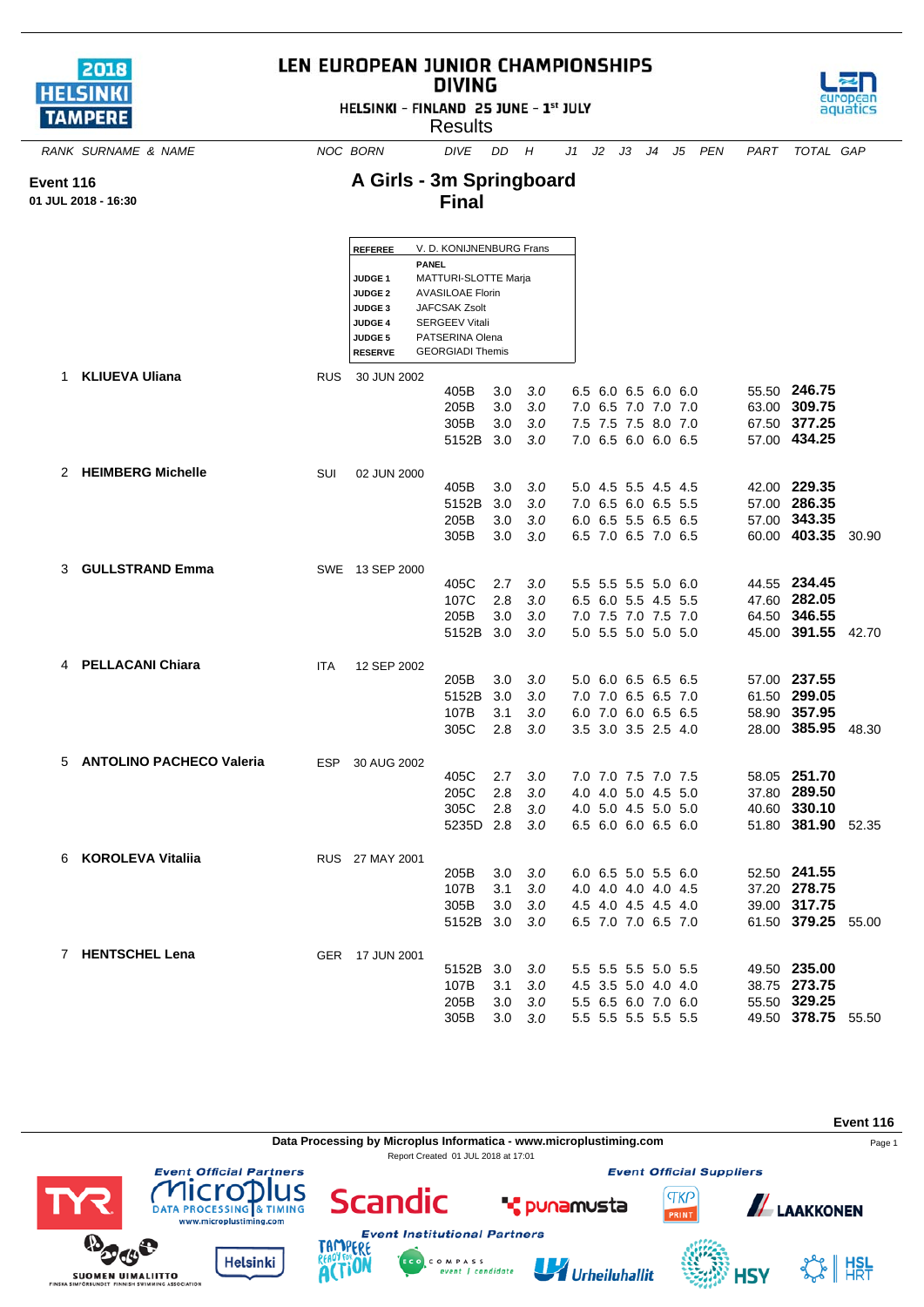# LEN EUROPEAN JUNIOR CHAMPIONSHIPS
## DIVING

HELSINKI - FINLAND 25 JUNE - 1st JULY

Results

**Event 116**
**01 JUL 2018 - 16:30**

## A Girls - 3m Springboard
## Final

| | |
|---|---|
| **REFEREE** | V. D. KONIJNENBURG Frans |
| | **PANEL** |
| **JUDGE 1** | MATTURI-SLOTTE Marja |
| **JUDGE 2** | AVASILOAE Florin |
| **JUDGE 3** | JAFCSAK Zsolt |
| **JUDGE 4** | SERGEEV Vitali |
| **JUDGE 5** | PATSERINA Olena |
| **RESERVE** | GEORGIADI Themis |

| RANK | SURNAME & NAME | NOC | BORN | DIVE | DD | H | J1 | J2 | J3 | J4 | J5 | PEN | PART | TOTAL | GAP |
|---|---|---|---|---|---|---|---|---|---|---|---|---|---|---|---|
| 1 | **KLIUEVA Uliana** | RUS | 30 JUN 2002 | | | | | | | | | | | | |
| | | | | 405B | 3.0 | *3.0* | 6.5 | 6.0 | 6.5 | 6.0 | 6.0 | | 55.50 | **246.75** | |
| | | | | 205B | 3.0 | *3.0* | 7.0 | 6.5 | 7.0 | 7.0 | 7.0 | | 63.00 | **309.75** | |
| | | | | 305B | 3.0 | *3.0* | 7.5 | 7.5 | 7.5 | 8.0 | 7.0 | | 67.50 | **377.25** | |
| | | | | 5152B | 3.0 | *3.0* | 7.0 | 6.5 | 6.0 | 6.0 | 6.5 | | 57.00 | **434.25** | |
| 2 | **HEIMBERG Michelle** | SUI | 02 JUN 2000 | | | | | | | | | | | | |
| | | | | 405B | 3.0 | *3.0* | 5.0 | 4.5 | 5.5 | 4.5 | 4.5 | | 42.00 | **229.35** | |
| | | | | 5152B | 3.0 | *3.0* | 7.0 | 6.5 | 6.0 | 6.5 | 5.5 | | 57.00 | **286.35** | |
| | | | | 205B | 3.0 | *3.0* | 6.0 | 6.5 | 5.5 | 6.5 | 6.5 | | 57.00 | **343.35** | |
| | | | | 305B | 3.0 | *3.0* | 6.5 | 7.0 | 6.5 | 7.0 | 6.5 | | 60.00 | **403.35** | 30.90 |
| 3 | **GULLSTRAND Emma** | SWE | 13 SEP 2000 | | | | | | | | | | | | |
| | | | | 405C | 2.7 | *3.0* | 5.5 | 5.5 | 5.5 | 5.0 | 6.0 | | 44.55 | **234.45** | |
| | | | | 107C | 2.8 | *3.0* | 6.5 | 6.0 | 5.5 | 4.5 | 5.5 | | 47.60 | **282.05** | |
| | | | | 205B | 3.0 | *3.0* | 7.0 | 7.5 | 7.0 | 7.5 | 7.0 | | 64.50 | **346.55** | |
| | | | | 5152B | 3.0 | *3.0* | 5.0 | 5.5 | 5.0 | 5.0 | 5.0 | | 45.00 | **391.55** | 42.70 |
| 4 | **PELLACANI Chiara** | ITA | 12 SEP 2002 | | | | | | | | | | | | |
| | | | | 205B | 3.0 | *3.0* | 5.0 | 6.0 | 6.5 | 6.5 | 6.5 | | 57.00 | **237.55** | |
| | | | | 5152B | 3.0 | *3.0* | 7.0 | 7.0 | 6.5 | 6.5 | 7.0 | | 61.50 | **299.05** | |
| | | | | 107B | 3.1 | *3.0* | 6.0 | 7.0 | 6.0 | 6.5 | 6.5 | | 58.90 | **357.95** | |
| | | | | 305C | 2.8 | *3.0* | 3.5 | 3.0 | 3.5 | 2.5 | 4.0 | | 28.00 | **385.95** | 48.30 |
| 5 | **ANTOLINO PACHECO Valeria** | ESP | 30 AUG 2002 | | | | | | | | | | | | |
| | | | | 405C | 2.7 | *3.0* | 7.0 | 7.0 | 7.5 | 7.0 | 7.5 | | 58.05 | **251.70** | |
| | | | | 205C | 2.8 | *3.0* | 4.0 | 4.0 | 5.0 | 4.5 | 5.0 | | 37.80 | **289.50** | |
| | | | | 305C | 2.8 | *3.0* | 4.0 | 5.0 | 4.5 | 5.0 | 5.0 | | 40.60 | **330.10** | |
| | | | | 5235D | 2.8 | *3.0* | 6.5 | 6.0 | 6.0 | 6.5 | 6.0 | | 51.80 | **381.90** | 52.35 |
| 6 | **KOROLEVA Vitaliia** | RUS | 27 MAY 2001 | | | | | | | | | | | | |
| | | | | 205B | 3.0 | *3.0* | 6.0 | 6.5 | 5.0 | 5.5 | 6.0 | | 52.50 | **241.55** | |
| | | | | 107B | 3.1 | *3.0* | 4.0 | 4.0 | 4.0 | 4.0 | 4.5 | | 37.20 | **278.75** | |
| | | | | 305B | 3.0 | *3.0* | 4.5 | 4.0 | 4.5 | 4.5 | 4.0 | | 39.00 | **317.75** | |
| | | | | 5152B | 3.0 | *3.0* | 6.5 | 7.0 | 7.0 | 6.5 | 7.0 | | 61.50 | **379.25** | 55.00 |
| 7 | **HENTSCHEL Lena** | GER | 17 JUN 2001 | | | | | | | | | | | | |
| | | | | 5152B | 3.0 | *3.0* | 5.5 | 5.5 | 5.5 | 5.0 | 5.5 | | 49.50 | **235.00** | |
| | | | | 107B | 3.1 | *3.0* | 4.5 | 3.5 | 5.0 | 4.0 | 4.0 | | 38.75 | **273.75** | |
| | | | | 205B | 3.0 | *3.0* | 5.5 | 6.5 | 6.0 | 7.0 | 6.0 | | 55.50 | **329.25** | |
| | | | | 305B | 3.0 | *3.0* | 5.5 | 5.5 | 5.5 | 5.5 | 5.5 | | 49.50 | **378.75** | 55.50 |

**Data Processing by Microplus Informatica - www.microplustiming.com**

Report Created 01 JUL 2018 at 17:01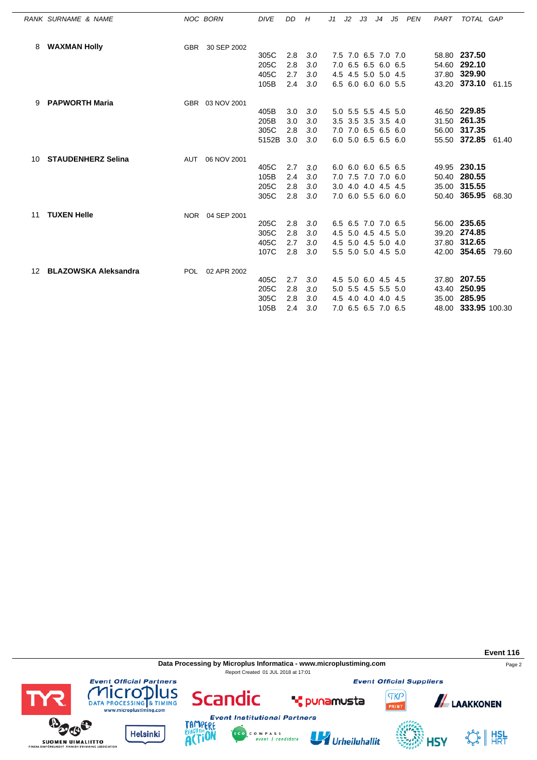| RANK | SURNAME & NAME | NOC | BORN | DIVE | DD | H | J1 | J2 | J3 | J4 | J5 | PEN | PART | TOTAL | GAP |
|---|---|---|---|---|---|---|---|---|---|---|---|---|---|---|---|
| 8 | **WAXMAN Holly** | GBR | 30 SEP 2002 | | | | | | | | | | | | |
| | | | | 305C | 2.8 | 3.0 | 7.5 | 7.0 | 6.5 | 7.0 | 7.0 | | 58.80 | **237.50** | |
| | | | | 205C | 2.8 | 3.0 | 7.0 | 6.5 | 6.5 | 6.0 | 6.5 | | 54.60 | **292.10** | |
| | | | | 405C | 2.7 | 3.0 | 4.5 | 4.5 | 5.0 | 5.0 | 4.5 | | 37.80 | **329.90** | |
| | | | | 105B | 2.4 | 3.0 | 6.5 | 6.0 | 6.0 | 6.0 | 5.5 | | 43.20 | **373.10** | 61.15 |
| 9 | **PAPWORTH Maria** | GBR | 03 NOV 2001 | | | | | | | | | | | | |
| | | | | 405B | 3.0 | 3.0 | 5.0 | 5.5 | 5.5 | 4.5 | 5.0 | | 46.50 | **229.85** | |
| | | | | 205B | 3.0 | 3.0 | 3.5 | 3.5 | 3.5 | 3.5 | 4.0 | | 31.50 | **261.35** | |
| | | | | 305C | 2.8 | 3.0 | 7.0 | 7.0 | 6.5 | 6.5 | 6.0 | | 56.00 | **317.35** | |
| | | | | 5152B | 3.0 | 3.0 | 6.0 | 5.0 | 6.5 | 6.5 | 6.0 | | 55.50 | **372.85** | 61.40 |
| 10 | **STAUDENHERZ Selina** | AUT | 06 NOV 2001 | | | | | | | | | | | | |
| | | | | 405C | 2.7 | 3.0 | 6.0 | 6.0 | 6.0 | 6.5 | 6.5 | | 49.95 | **230.15** | |
| | | | | 105B | 2.4 | 3.0 | 7.0 | 7.5 | 7.0 | 7.0 | 6.0 | | 50.40 | **280.55** | |
| | | | | 205C | 2.8 | 3.0 | 3.0 | 4.0 | 4.0 | 4.5 | 4.5 | | 35.00 | **315.55** | |
| | | | | 305C | 2.8 | 3.0 | 7.0 | 6.0 | 5.5 | 6.0 | 6.0 | | 50.40 | **365.95** | 68.30 |
| 11 | **TUXEN Helle** | NOR | 04 SEP 2001 | | | | | | | | | | | | |
| | | | | 205C | 2.8 | 3.0 | 6.5 | 6.5 | 7.0 | 7.0 | 6.5 | | 56.00 | **235.65** | |
| | | | | 305C | 2.8 | 3.0 | 4.5 | 5.0 | 4.5 | 4.5 | 5.0 | | 39.20 | **274.85** | |
| | | | | 405C | 2.7 | 3.0 | 4.5 | 5.0 | 4.5 | 5.0 | 4.0 | | 37.80 | **312.65** | |
| | | | | 107C | 2.8 | 3.0 | 5.5 | 5.0 | 5.0 | 4.5 | 5.0 | | 42.00 | **354.65** | 79.60 |
| 12 | **BLAZOWSKA Aleksandra** | POL | 02 APR 2002 | | | | | | | | | | | | |
| | | | | 405C | 2.7 | 3.0 | 4.5 | 5.0 | 6.0 | 4.5 | 4.5 | | 37.80 | **207.55** | |
| | | | | 205C | 2.8 | 3.0 | 5.0 | 5.5 | 4.5 | 5.5 | 5.0 | | 43.40 | **250.95** | |
| | | | | 305C | 2.8 | 3.0 | 4.5 | 4.0 | 4.0 | 4.0 | 4.5 | | 35.00 | **285.95** | |
| | | | | 105B | 2.4 | 3.0 | 7.0 | 6.5 | 6.5 | 7.0 | 6.5 | | 48.00 | **333.95** | 100.30 |

**Event 116**

**Data Processing by Microplus Informatica - www.microplustiming.com**

Report Created 01 JUL 2018 at 17:01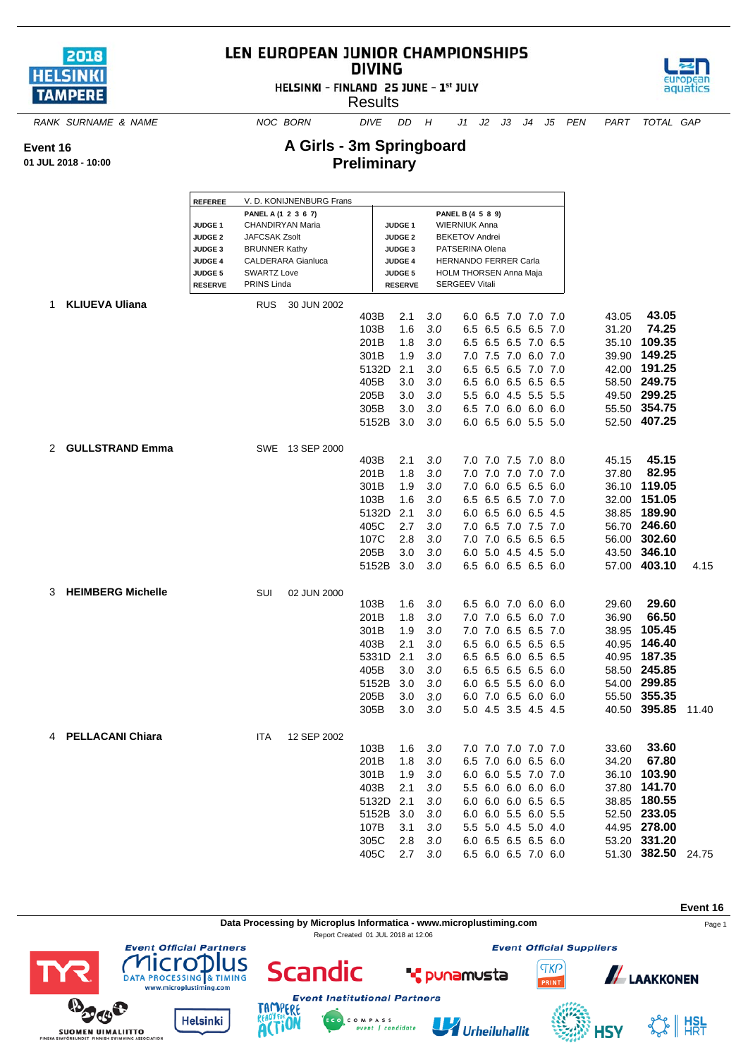# LEN EUROPEAN JUNIOR CHAMPIONSHIPS
## DIVING

HELSINKI - FINLAND 25 JUNE - 1st JULY

Results

**Event 16**
**01 JUL 2018 - 10:00**

## A Girls - 3m Springboard
## Preliminary

| REFEREE | V. D. KONIJNENBURG Frans | | |
|---|---|---|---|
| | PANEL A (1 2 3 6 7) | | PANEL B (4 5 8 9) |
| JUDGE 1 | CHANDIRYAN Maria | JUDGE 1 | WIERNIUK Anna |
| JUDGE 2 | JAFCSAK Zsolt | JUDGE 2 | BEKETOV Andrei |
| JUDGE 3 | BRUNNER Kathy | JUDGE 3 | PATSERINA Olena |
| JUDGE 4 | CALDERARA Gianluca | JUDGE 4 | HERNANDO FERRER Carla |
| JUDGE 5 | SWARTZ Love | JUDGE 5 | HOLM THORSEN Anna Maja |
| RESERVE | PRINS Linda | RESERVE | SERGEEV Vitali |

| RANK | SURNAME & NAME | NOC | BORN | DIVE | DD | H | J1 | J2 | J3 | J4 | J5 | PEN | PART | TOTAL | GAP |
|---|---|---|---|---|---|---|---|---|---|---|---|---|---|---|---|
| 1 | **KLIUEVA Uliana** | RUS | 30 JUN 2002 | | | | | | | | | | | | |
| | | | | 403B | 2.1 | 3.0 | 6.0 | 6.5 | 7.0 | 7.0 | 7.0 | | 43.05 | **43.05** | |
| | | | | 103B | 1.6 | 3.0 | 6.5 | 6.5 | 6.5 | 6.5 | 7.0 | | 31.20 | **74.25** | |
| | | | | 201B | 1.8 | 3.0 | 6.5 | 6.5 | 6.5 | 7.0 | 6.5 | | 35.10 | **109.35** | |
| | | | | 301B | 1.9 | 3.0 | 7.0 | 7.5 | 7.0 | 6.0 | 7.0 | | 39.90 | **149.25** | |
| | | | | 5132D | 2.1 | 3.0 | 6.5 | 6.5 | 6.5 | 7.0 | 7.0 | | 42.00 | **191.25** | |
| | | | | 405B | 3.0 | 3.0 | 6.5 | 6.0 | 6.5 | 6.5 | 6.5 | | 58.50 | **249.75** | |
| | | | | 205B | 3.0 | 3.0 | 5.5 | 6.0 | 4.5 | 5.5 | 5.5 | | 49.50 | **299.25** | |
| | | | | 305B | 3.0 | 3.0 | 6.5 | 7.0 | 6.0 | 6.0 | 6.0 | | 55.50 | **354.75** | |
| | | | | 5152B | 3.0 | 3.0 | 6.0 | 6.5 | 6.0 | 5.5 | 5.0 | | 52.50 | **407.25** | |
| 2 | **GULLSTRAND Emma** | SWE | 13 SEP 2000 | | | | | | | | | | | | |
| | | | | 403B | 2.1 | 3.0 | 7.0 | 7.0 | 7.5 | 7.0 | 8.0 | | 45.15 | **45.15** | |
| | | | | 201B | 1.8 | 3.0 | 7.0 | 7.0 | 7.0 | 7.0 | 7.0 | | 37.80 | **82.95** | |
| | | | | 301B | 1.9 | 3.0 | 7.0 | 6.0 | 6.5 | 6.5 | 6.0 | | 36.10 | **119.05** | |
| | | | | 103B | 1.6 | 3.0 | 6.5 | 6.5 | 6.5 | 7.0 | 7.0 | | 32.00 | **151.05** | |
| | | | | 5132D | 2.1 | 3.0 | 6.0 | 6.5 | 6.0 | 6.5 | 4.5 | | 38.85 | **189.90** | |
| | | | | 405C | 2.7 | 3.0 | 7.0 | 6.5 | 7.0 | 7.5 | 7.0 | | 56.70 | **246.60** | |
| | | | | 107C | 2.8 | 3.0 | 7.0 | 7.0 | 6.5 | 6.5 | 6.5 | | 56.00 | **302.60** | |
| | | | | 205B | 3.0 | 3.0 | 6.0 | 5.0 | 4.5 | 4.5 | 5.0 | | 43.50 | **346.10** | |
| | | | | 5152B | 3.0 | 3.0 | 6.5 | 6.0 | 6.5 | 6.5 | 6.0 | | 57.00 | **403.10** | 4.15 |
| 3 | **HEIMBERG Michelle** | SUI | 02 JUN 2000 | | | | | | | | | | | | |
| | | | | 103B | 1.6 | 3.0 | 6.5 | 6.0 | 7.0 | 6.0 | 6.0 | | 29.60 | **29.60** | |
| | | | | 201B | 1.8 | 3.0 | 7.0 | 7.0 | 6.5 | 6.0 | 7.0 | | 36.90 | **66.50** | |
| | | | | 301B | 1.9 | 3.0 | 7.0 | 7.0 | 6.5 | 6.5 | 7.0 | | 38.95 | **105.45** | |
| | | | | 403B | 2.1 | 3.0 | 6.5 | 6.0 | 6.5 | 6.5 | 6.5 | | 40.95 | **146.40** | |
| | | | | 5331D | 2.1 | 3.0 | 6.5 | 6.5 | 6.0 | 6.5 | 6.5 | | 40.95 | **187.35** | |
| | | | | 405B | 3.0 | 3.0 | 6.5 | 6.5 | 6.5 | 6.5 | 6.0 | | 58.50 | **245.85** | |
| | | | | 5152B | 3.0 | 3.0 | 6.0 | 6.5 | 5.5 | 6.0 | 6.0 | | 54.00 | **299.85** | |
| | | | | 205B | 3.0 | 3.0 | 6.0 | 7.0 | 6.5 | 6.0 | 6.0 | | 55.50 | **355.35** | |
| | | | | 305B | 3.0 | 3.0 | 5.0 | 4.5 | 3.5 | 4.5 | 4.5 | | 40.50 | **395.85** | 11.40 |
| 4 | **PELLACANI Chiara** | ITA | 12 SEP 2002 | | | | | | | | | | | | |
| | | | | 103B | 1.6 | 3.0 | 7.0 | 7.0 | 7.0 | 7.0 | 7.0 | | 33.60 | **33.60** | |
| | | | | 201B | 1.8 | 3.0 | 6.5 | 7.0 | 6.0 | 6.5 | 6.0 | | 34.20 | **67.80** | |
| | | | | 301B | 1.9 | 3.0 | 6.0 | 6.0 | 5.5 | 7.0 | 7.0 | | 36.10 | **103.90** | |
| | | | | 403B | 2.1 | 3.0 | 5.5 | 6.0 | 6.0 | 6.0 | 6.0 | | 37.80 | **141.70** | |
| | | | | 5132D | 2.1 | 3.0 | 6.0 | 6.0 | 6.0 | 6.5 | 6.5 | | 38.85 | **180.55** | |
| | | | | 5152B | 3.0 | 3.0 | 6.0 | 6.0 | 5.5 | 6.0 | 5.5 | | 52.50 | **233.05** | |
| | | | | 107B | 3.1 | 3.0 | 5.5 | 5.0 | 4.5 | 5.0 | 4.0 | | 44.95 | **278.00** | |
| | | | | 305C | 2.8 | 3.0 | 6.0 | 6.5 | 6.5 | 6.5 | 6.0 | | 53.20 | **331.20** | |
| | | | | 405C | 2.7 | 3.0 | 6.5 | 6.0 | 6.5 | 7.0 | 6.0 | | 51.30 | **382.50** | 24.75 |

Data Processing by Microplus Informatica - www.microplustiming.com

Report Created 01 JUL 2018 at 12:06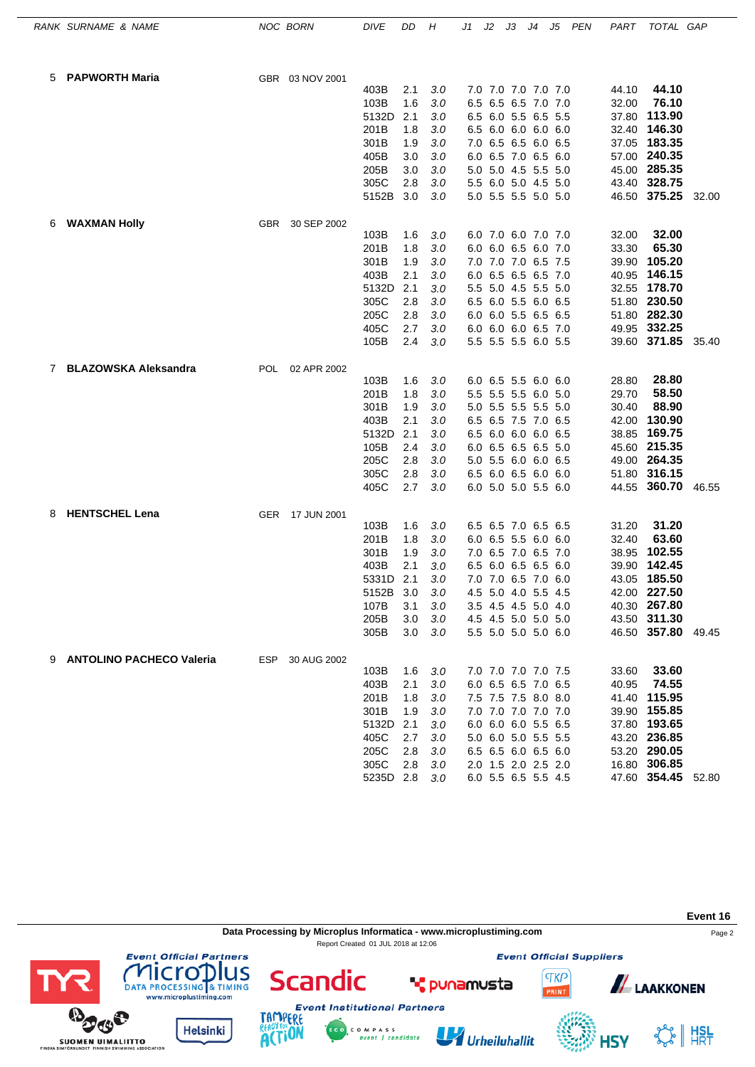| RANK | SURNAME & NAME | NOC | BORN | DIVE | DD | H | J1 | J2 | J3 | J4 | J5 | PEN | PART | TOTAL | GAP |
|---|---|---|---|---|---|---|---|---|---|---|---|---|---|---|---|
| 5 | **PAPWORTH Maria** | GBR | 03 NOV 2001 | | | | | | | | | | | | |
| | | | | 403B | 2.1 | 3.0 | 7.0 | 7.0 | 7.0 | 7.0 | 7.0 | | 44.10 | **44.10** | |
| | | | | 103B | 1.6 | 3.0 | 6.5 | 6.5 | 6.5 | 7.0 | 7.0 | | 32.00 | **76.10** | |
| | | | | 5132D | 2.1 | 3.0 | 6.5 | 6.0 | 5.5 | 6.5 | 5.5 | | 37.80 | **113.90** | |
| | | | | 201B | 1.8 | 3.0 | 6.5 | 6.0 | 6.0 | 6.0 | 6.0 | | 32.40 | **146.30** | |
| | | | | 301B | 1.9 | 3.0 | 7.0 | 6.5 | 6.5 | 6.0 | 6.5 | | 37.05 | **183.35** | |
| | | | | 405B | 3.0 | 3.0 | 6.0 | 6.5 | 7.0 | 6.5 | 6.0 | | 57.00 | **240.35** | |
| | | | | 205B | 3.0 | 3.0 | 5.0 | 5.0 | 4.5 | 5.5 | 5.0 | | 45.00 | **285.35** | |
| | | | | 305C | 2.8 | 3.0 | 5.5 | 6.0 | 5.0 | 4.5 | 5.0 | | 43.40 | **328.75** | |
| | | | | 5152B | 3.0 | 3.0 | 5.0 | 5.5 | 5.5 | 5.0 | 5.0 | | 46.50 | **375.25** | 32.00 |
| 6 | **WAXMAN Holly** | GBR | 30 SEP 2002 | | | | | | | | | | | | |
| | | | | 103B | 1.6 | 3.0 | 6.0 | 7.0 | 6.0 | 7.0 | 7.0 | | 32.00 | **32.00** | |
| | | | | 201B | 1.8 | 3.0 | 6.0 | 6.0 | 6.5 | 6.0 | 7.0 | | 33.30 | **65.30** | |
| | | | | 301B | 1.9 | 3.0 | 7.0 | 7.0 | 7.0 | 6.5 | 7.5 | | 39.90 | **105.20** | |
| | | | | 403B | 2.1 | 3.0 | 6.0 | 6.5 | 6.5 | 6.5 | 7.0 | | 40.95 | **146.15** | |
| | | | | 5132D | 2.1 | 3.0 | 5.5 | 5.0 | 4.5 | 5.5 | 5.0 | | 32.55 | **178.70** | |
| | | | | 305C | 2.8 | 3.0 | 6.5 | 6.0 | 5.5 | 6.0 | 6.5 | | 51.80 | **230.50** | |
| | | | | 205C | 2.8 | 3.0 | 6.0 | 6.0 | 5.5 | 6.5 | 6.5 | | 51.80 | **282.30** | |
| | | | | 405C | 2.7 | 3.0 | 6.0 | 6.0 | 6.0 | 6.5 | 7.0 | | 49.95 | **332.25** | |
| | | | | 105B | 2.4 | 3.0 | 5.5 | 5.5 | 5.5 | 6.0 | 5.5 | | 39.60 | **371.85** | 35.40 |
| 7 | **BLAZOWSKA Aleksandra** | POL | 02 APR 2002 | | | | | | | | | | | | |
| | | | | 103B | 1.6 | 3.0 | 6.0 | 6.5 | 5.5 | 6.0 | 6.0 | | 28.80 | **28.80** | |
| | | | | 201B | 1.8 | 3.0 | 5.5 | 5.5 | 5.5 | 6.0 | 5.0 | | 29.70 | **58.50** | |
| | | | | 301B | 1.9 | 3.0 | 5.0 | 5.5 | 5.5 | 5.5 | 5.0 | | 30.40 | **88.90** | |
| | | | | 403B | 2.1 | 3.0 | 6.5 | 6.5 | 7.5 | 7.0 | 6.5 | | 42.00 | **130.90** | |
| | | | | 5132D | 2.1 | 3.0 | 6.5 | 6.0 | 6.0 | 6.0 | 6.5 | | 38.85 | **169.75** | |
| | | | | 105B | 2.4 | 3.0 | 6.0 | 6.5 | 6.5 | 6.5 | 5.0 | | 45.60 | **215.35** | |
| | | | | 205C | 2.8 | 3.0 | 5.0 | 5.5 | 6.0 | 6.0 | 6.5 | | 49.00 | **264.35** | |
| | | | | 305C | 2.8 | 3.0 | 6.5 | 6.0 | 6.5 | 6.0 | 6.0 | | 51.80 | **316.15** | |
| | | | | 405C | 2.7 | 3.0 | 6.0 | 5.0 | 5.0 | 5.5 | 6.0 | | 44.55 | **360.70** | 46.55 |
| 8 | **HENTSCHEL Lena** | GER | 17 JUN 2001 | | | | | | | | | | | | |
| | | | | 103B | 1.6 | 3.0 | 6.5 | 6.5 | 7.0 | 6.5 | 6.5 | | 31.20 | **31.20** | |
| | | | | 201B | 1.8 | 3.0 | 6.0 | 6.5 | 5.5 | 6.0 | 6.0 | | 32.40 | **63.60** | |
| | | | | 301B | 1.9 | 3.0 | 7.0 | 6.5 | 7.0 | 6.5 | 7.0 | | 38.95 | **102.55** | |
| | | | | 403B | 2.1 | 3.0 | 6.5 | 6.0 | 6.5 | 6.5 | 6.0 | | 39.90 | **142.45** | |
| | | | | 5331D | 2.1 | 3.0 | 7.0 | 7.0 | 6.5 | 7.0 | 6.0 | | 43.05 | **185.50** | |
| | | | | 5152B | 3.0 | 3.0 | 4.5 | 5.0 | 4.0 | 5.5 | 4.5 | | 42.00 | **227.50** | |
| | | | | 107B | 3.1 | 3.0 | 3.5 | 4.5 | 4.5 | 5.0 | 4.0 | | 40.30 | **267.80** | |
| | | | | 205B | 3.0 | 3.0 | 4.5 | 4.5 | 5.0 | 5.0 | 5.0 | | 43.50 | **311.30** | |
| | | | | 305B | 3.0 | 3.0 | 5.5 | 5.0 | 5.0 | 5.0 | 6.0 | | 46.50 | **357.80** | 49.45 |
| 9 | **ANTOLINO PACHECO Valeria** | ESP | 30 AUG 2002 | | | | | | | | | | | | |
| | | | | 103B | 1.6 | 3.0 | 7.0 | 7.0 | 7.0 | 7.0 | 7.5 | | 33.60 | **33.60** | |
| | | | | 403B | 2.1 | 3.0 | 6.0 | 6.5 | 6.5 | 7.0 | 6.5 | | 40.95 | **74.55** | |
| | | | | 201B | 1.8 | 3.0 | 7.5 | 7.5 | 7.5 | 8.0 | 8.0 | | 41.40 | **115.95** | |
| | | | | 301B | 1.9 | 3.0 | 7.0 | 7.0 | 7.0 | 7.0 | 7.0 | | 39.90 | **155.85** | |
| | | | | 5132D | 2.1 | 3.0 | 6.0 | 6.0 | 6.0 | 5.5 | 6.5 | | 37.80 | **193.65** | |
| | | | | 405C | 2.7 | 3.0 | 5.0 | 6.0 | 5.0 | 5.5 | 5.5 | | 43.20 | **236.85** | |
| | | | | 205C | 2.8 | 3.0 | 6.5 | 6.5 | 6.0 | 6.5 | 6.0 | | 53.20 | **290.05** | |
| | | | | 305C | 2.8 | 3.0 | 2.0 | 1.5 | 2.0 | 2.5 | 2.0 | | 16.80 | **306.85** | |
| | | | | 5235D | 2.8 | 3.0 | 6.0 | 5.5 | 6.5 | 5.5 | 4.5 | | 47.60 | **354.45** | 52.80 |

**Event 16**

Data Processing by Microplus Informatica - www.microplustiming.com

Report Created 01 JUL 2018 at 12:06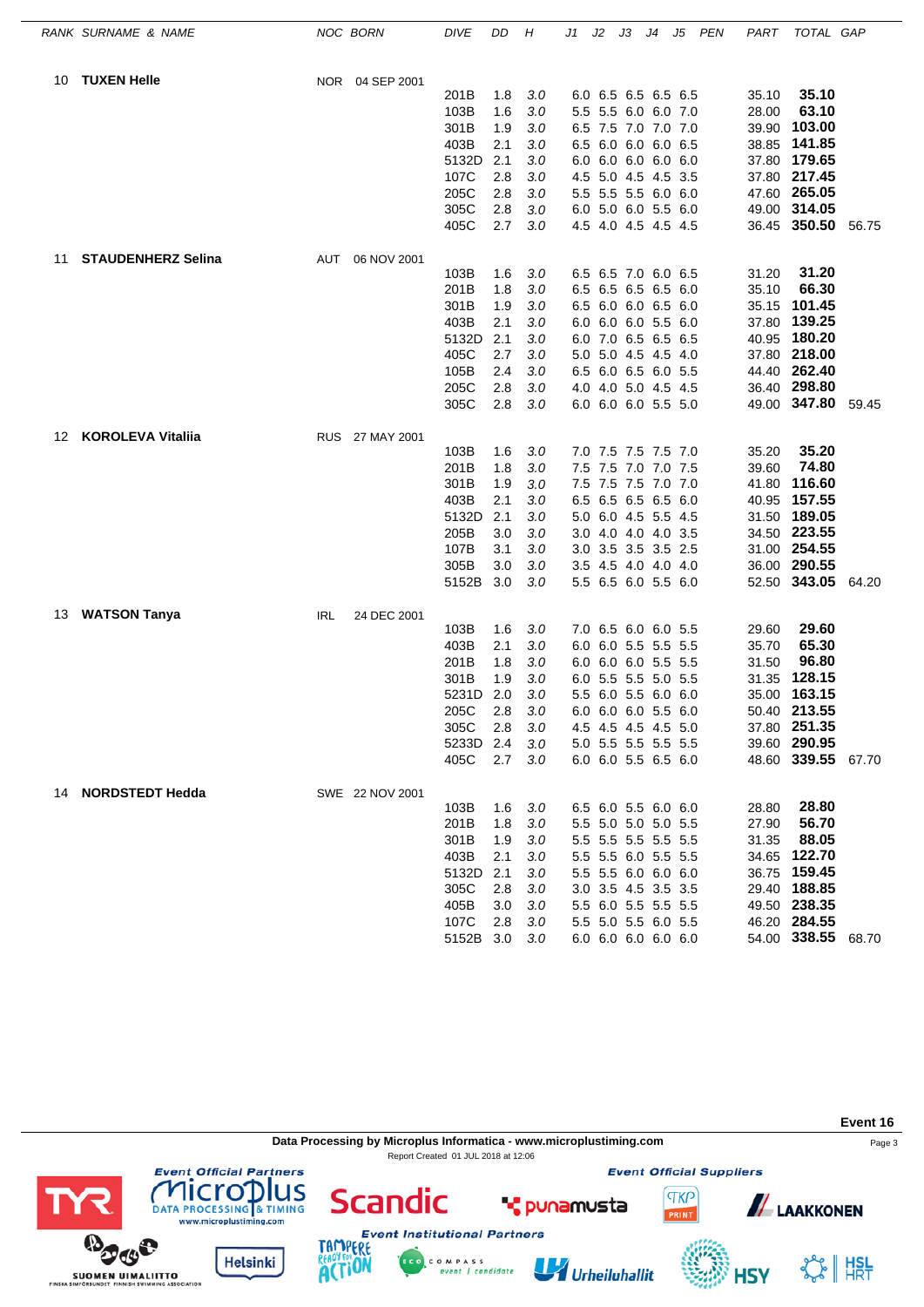| RANK | SURNAME & NAME | NOC | BORN | DIVE | DD | H | J1 | J2 | J3 | J4 | J5 | PEN | PART | TOTAL | GAP |
|---|---|---|---|---|---|---|---|---|---|---|---|---|---|---|---|
| 10 | **TUXEN Helle** | NOR | 04 SEP 2001 | | | | | | | | | | | | |
| | | | | 201B | 1.8 | 3.0 | 6.0 | 6.5 | 6.5 | 6.5 | 6.5 | | 35.10 | **35.10** | |
| | | | | 103B | 1.6 | 3.0 | 5.5 | 5.5 | 6.0 | 6.0 | 7.0 | | 28.00 | **63.10** | |
| | | | | 301B | 1.9 | 3.0 | 6.5 | 7.5 | 7.0 | 7.0 | 7.0 | | 39.90 | **103.00** | |
| | | | | 403B | 2.1 | 3.0 | 6.5 | 6.0 | 6.0 | 6.0 | 6.5 | | 38.85 | **141.85** | |
| | | | | 5132D | 2.1 | 3.0 | 6.0 | 6.0 | 6.0 | 6.0 | 6.0 | | 37.80 | **179.65** | |
| | | | | 107C | 2.8 | 3.0 | 4.5 | 5.0 | 4.5 | 4.5 | 3.5 | | 37.80 | **217.45** | |
| | | | | 205C | 2.8 | 3.0 | 5.5 | 5.5 | 5.5 | 6.0 | 6.0 | | 47.60 | **265.05** | |
| | | | | 305C | 2.8 | 3.0 | 6.0 | 5.0 | 6.0 | 5.5 | 6.0 | | 49.00 | **314.05** | |
| | | | | 405C | 2.7 | 3.0 | 4.5 | 4.0 | 4.5 | 4.5 | 4.5 | | 36.45 | **350.50** | 56.75 |
| 11 | **STAUDENHERZ Selina** | AUT | 06 NOV 2001 | | | | | | | | | | | | |
| | | | | 103B | 1.6 | 3.0 | 6.5 | 6.5 | 7.0 | 6.0 | 6.5 | | 31.20 | **31.20** | |
| | | | | 201B | 1.8 | 3.0 | 6.5 | 6.5 | 6.5 | 6.5 | 6.0 | | 35.10 | **66.30** | |
| | | | | 301B | 1.9 | 3.0 | 6.5 | 6.0 | 6.0 | 6.5 | 6.0 | | 35.15 | **101.45** | |
| | | | | 403B | 2.1 | 3.0 | 6.0 | 6.0 | 6.0 | 5.5 | 6.0 | | 37.80 | **139.25** | |
| | | | | 5132D | 2.1 | 3.0 | 6.0 | 7.0 | 6.5 | 6.5 | 6.5 | | 40.95 | **180.20** | |
| | | | | 405C | 2.7 | 3.0 | 5.0 | 5.0 | 4.5 | 4.5 | 4.0 | | 37.80 | **218.00** | |
| | | | | 105B | 2.4 | 3.0 | 6.5 | 6.0 | 6.5 | 6.0 | 5.5 | | 44.40 | **262.40** | |
| | | | | 205C | 2.8 | 3.0 | 4.0 | 4.0 | 5.0 | 4.5 | 4.5 | | 36.40 | **298.80** | |
| | | | | 305C | 2.8 | 3.0 | 6.0 | 6.0 | 6.0 | 5.5 | 5.0 | | 49.00 | **347.80** | 59.45 |
| 12 | **KOROLEVA Vitaliia** | RUS | 27 MAY 2001 | | | | | | | | | | | | |
| | | | | 103B | 1.6 | 3.0 | 7.0 | 7.5 | 7.5 | 7.5 | 7.0 | | 35.20 | **35.20** | |
| | | | | 201B | 1.8 | 3.0 | 7.5 | 7.5 | 7.0 | 7.0 | 7.5 | | 39.60 | **74.80** | |
| | | | | 301B | 1.9 | 3.0 | 7.5 | 7.5 | 7.5 | 7.0 | 7.0 | | 41.80 | **116.60** | |
| | | | | 403B | 2.1 | 3.0 | 6.5 | 6.5 | 6.5 | 6.5 | 6.0 | | 40.95 | **157.55** | |
| | | | | 5132D | 2.1 | 3.0 | 5.0 | 6.0 | 4.5 | 5.5 | 4.5 | | 31.50 | **189.05** | |
| | | | | 205B | 3.0 | 3.0 | 3.0 | 4.0 | 4.0 | 4.0 | 3.5 | | 34.50 | **223.55** | |
| | | | | 107B | 3.1 | 3.0 | 3.0 | 3.5 | 3.5 | 3.5 | 2.5 | | 31.00 | **254.55** | |
| | | | | 305B | 3.0 | 3.0 | 3.5 | 4.5 | 4.0 | 4.0 | 4.0 | | 36.00 | **290.55** | |
| | | | | 5152B | 3.0 | 3.0 | 5.5 | 6.5 | 6.0 | 5.5 | 6.0 | | 52.50 | **343.05** | 64.20 |
| 13 | **WATSON Tanya** | IRL | 24 DEC 2001 | | | | | | | | | | | | |
| | | | | 103B | 1.6 | 3.0 | 7.0 | 6.5 | 6.0 | 6.0 | 5.5 | | 29.60 | **29.60** | |
| | | | | 403B | 2.1 | 3.0 | 6.0 | 6.0 | 5.5 | 5.5 | 5.5 | | 35.70 | **65.30** | |
| | | | | 201B | 1.8 | 3.0 | 6.0 | 6.0 | 6.0 | 5.5 | 5.5 | | 31.50 | **96.80** | |
| | | | | 301B | 1.9 | 3.0 | 6.0 | 5.5 | 5.5 | 5.0 | 5.5 | | 31.35 | **128.15** | |
| | | | | 5231D | 2.0 | 3.0 | 5.5 | 6.0 | 5.5 | 6.0 | 6.0 | | 35.00 | **163.15** | |
| | | | | 205C | 2.8 | 3.0 | 6.0 | 6.0 | 6.0 | 5.5 | 6.0 | | 50.40 | **213.55** | |
| | | | | 305C | 2.8 | 3.0 | 4.5 | 4.5 | 4.5 | 4.5 | 5.0 | | 37.80 | **251.35** | |
| | | | | 5233D | 2.4 | 3.0 | 5.0 | 5.5 | 5.5 | 5.5 | 5.5 | | 39.60 | **290.95** | |
| | | | | 405C | 2.7 | 3.0 | 6.0 | 6.0 | 5.5 | 6.5 | 6.0 | | 48.60 | **339.55** | 67.70 |
| 14 | **NORDSTEDT Hedda** | SWE | 22 NOV 2001 | | | | | | | | | | | | |
| | | | | 103B | 1.6 | 3.0 | 6.5 | 6.0 | 5.5 | 6.0 | 6.0 | | 28.80 | **28.80** | |
| | | | | 201B | 1.8 | 3.0 | 5.5 | 5.0 | 5.0 | 5.0 | 5.5 | | 27.90 | **56.70** | |
| | | | | 301B | 1.9 | 3.0 | 5.5 | 5.5 | 5.5 | 5.5 | 5.5 | | 31.35 | **88.05** | |
| | | | | 403B | 2.1 | 3.0 | 5.5 | 5.5 | 6.0 | 5.5 | 5.5 | | 34.65 | **122.70** | |
| | | | | 5132D | 2.1 | 3.0 | 5.5 | 5.5 | 6.0 | 6.0 | 6.0 | | 36.75 | **159.45** | |
| | | | | 305C | 2.8 | 3.0 | 3.0 | 3.5 | 4.5 | 3.5 | 3.5 | | 29.40 | **188.85** | |
| | | | | 405B | 3.0 | 3.0 | 5.5 | 6.0 | 5.5 | 5.5 | 5.5 | | 49.50 | **238.35** | |
| | | | | 107C | 2.8 | 3.0 | 5.5 | 5.0 | 5.5 | 6.0 | 5.5 | | 46.20 | **284.55** | |
| | | | | 5152B | 3.0 | 3.0 | 6.0 | 6.0 | 6.0 | 6.0 | 6.0 | | 54.00 | **338.55** | 68.70 |

**Event 16**

Data Processing by Microplus Informatica - www.microplustiming.com

Report Created 01 JUL 2018 at 12:06

Event Official Partners · Event Official Suppliers · Event Institutional Partners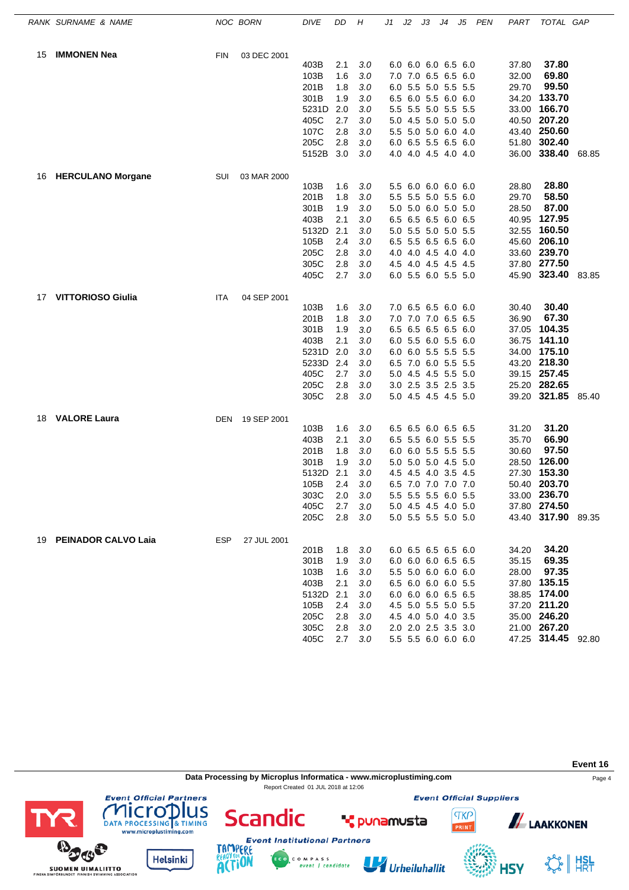| RANK | SURNAME & NAME | NOC | BORN | DIVE | DD | H | J1 | J2 | J3 | J4 | J5 | PEN | PART | TOTAL | GAP |
|---|---|---|---|---|---|---|---|---|---|---|---|---|---|---|---|
| 15 | **IMMONEN Nea** | FIN | 03 DEC 2001 | | | | | | | | | | | | |
| | | | | 403B | 2.1 | 3.0 | 6.0 | 6.0 | 6.0 | 6.5 | 6.0 | | 37.80 | **37.80** | |
| | | | | 103B | 1.6 | 3.0 | 7.0 | 7.0 | 6.5 | 6.5 | 6.0 | | 32.00 | **69.80** | |
| | | | | 201B | 1.8 | 3.0 | 6.0 | 5.5 | 5.0 | 5.5 | 5.5 | | 29.70 | **99.50** | |
| | | | | 301B | 1.9 | 3.0 | 6.5 | 6.0 | 5.5 | 6.0 | 6.0 | | 34.20 | **133.70** | |
| | | | | 5231D | 2.0 | 3.0 | 5.5 | 5.5 | 5.0 | 5.5 | 5.5 | | 33.00 | **166.70** | |
| | | | | 405C | 2.7 | 3.0 | 5.0 | 4.5 | 5.0 | 5.0 | 5.0 | | 40.50 | **207.20** | |
| | | | | 107C | 2.8 | 3.0 | 5.5 | 5.0 | 5.0 | 6.0 | 4.0 | | 43.40 | **250.60** | |
| | | | | 205C | 2.8 | 3.0 | 6.0 | 6.5 | 5.5 | 6.5 | 6.0 | | 51.80 | **302.40** | |
| | | | | 5152B | 3.0 | 3.0 | 4.0 | 4.0 | 4.5 | 4.0 | 4.0 | | 36.00 | **338.40** | 68.85 |
| 16 | **HERCULANO Morgane** | SUI | 03 MAR 2000 | | | | | | | | | | | | |
| | | | | 103B | 1.6 | 3.0 | 5.5 | 6.0 | 6.0 | 6.0 | 6.0 | | 28.80 | **28.80** | |
| | | | | 201B | 1.8 | 3.0 | 5.5 | 5.5 | 5.0 | 5.5 | 6.0 | | 29.70 | **58.50** | |
| | | | | 301B | 1.9 | 3.0 | 5.0 | 5.0 | 6.0 | 5.0 | 5.0 | | 28.50 | **87.00** | |
| | | | | 403B | 2.1 | 3.0 | 6.5 | 6.5 | 6.5 | 6.0 | 6.5 | | 40.95 | **127.95** | |
| | | | | 5132D | 2.1 | 3.0 | 5.0 | 5.5 | 5.0 | 5.0 | 5.5 | | 32.55 | **160.50** | |
| | | | | 105B | 2.4 | 3.0 | 6.5 | 5.5 | 6.5 | 6.5 | 6.0 | | 45.60 | **206.10** | |
| | | | | 205C | 2.8 | 3.0 | 4.0 | 4.0 | 4.5 | 4.0 | 4.0 | | 33.60 | **239.70** | |
| | | | | 305C | 2.8 | 3.0 | 4.5 | 4.0 | 4.5 | 4.5 | 4.5 | | 37.80 | **277.50** | |
| | | | | 405C | 2.7 | 3.0 | 6.0 | 5.5 | 6.0 | 5.5 | 5.0 | | 45.90 | **323.40** | 83.85 |
| 17 | **VITTORIOSO Giulia** | ITA | 04 SEP 2001 | | | | | | | | | | | | |
| | | | | 103B | 1.6 | 3.0 | 7.0 | 6.5 | 6.5 | 6.0 | 6.0 | | 30.40 | **30.40** | |
| | | | | 201B | 1.8 | 3.0 | 7.0 | 7.0 | 7.0 | 6.5 | 6.5 | | 36.90 | **67.30** | |
| | | | | 301B | 1.9 | 3.0 | 6.5 | 6.5 | 6.5 | 6.5 | 6.0 | | 37.05 | **104.35** | |
| | | | | 403B | 2.1 | 3.0 | 6.0 | 5.5 | 6.0 | 5.5 | 6.0 | | 36.75 | **141.10** | |
| | | | | 5231D | 2.0 | 3.0 | 6.0 | 6.0 | 5.5 | 5.5 | 5.5 | | 34.00 | **175.10** | |
| | | | | 5233D | 2.4 | 3.0 | 6.5 | 7.0 | 6.0 | 5.5 | 5.5 | | 43.20 | **218.30** | |
| | | | | 405C | 2.7 | 3.0 | 5.0 | 4.5 | 4.5 | 5.5 | 5.0 | | 39.15 | **257.45** | |
| | | | | 205C | 2.8 | 3.0 | 3.0 | 2.5 | 3.5 | 2.5 | 3.5 | | 25.20 | **282.65** | |
| | | | | 305C | 2.8 | 3.0 | 5.0 | 4.5 | 4.5 | 4.5 | 5.0 | | 39.20 | **321.85** | 85.40 |
| 18 | **VALORE Laura** | DEN | 19 SEP 2001 | | | | | | | | | | | | |
| | | | | 103B | 1.6 | 3.0 | 6.5 | 6.5 | 6.0 | 6.5 | 6.5 | | 31.20 | **31.20** | |
| | | | | 403B | 2.1 | 3.0 | 6.5 | 5.5 | 6.0 | 5.5 | 5.5 | | 35.70 | **66.90** | |
| | | | | 201B | 1.8 | 3.0 | 6.0 | 6.0 | 5.5 | 5.5 | 5.5 | | 30.60 | **97.50** | |
| | | | | 301B | 1.9 | 3.0 | 5.0 | 5.0 | 5.0 | 4.5 | 5.0 | | 28.50 | **126.00** | |
| | | | | 5132D | 2.1 | 3.0 | 4.5 | 4.5 | 4.0 | 3.5 | 4.5 | | 27.30 | **153.30** | |
| | | | | 105B | 2.4 | 3.0 | 6.5 | 7.0 | 7.0 | 7.0 | 7.0 | | 50.40 | **203.70** | |
| | | | | 303C | 2.0 | 3.0 | 5.5 | 5.5 | 5.5 | 6.0 | 5.5 | | 33.00 | **236.70** | |
| | | | | 405C | 2.7 | 3.0 | 5.0 | 4.5 | 4.5 | 4.0 | 5.0 | | 37.80 | **274.50** | |
| | | | | 205C | 2.8 | 3.0 | 5.0 | 5.5 | 5.5 | 5.0 | 5.0 | | 43.40 | **317.90** | 89.35 |
| 19 | **PEINADOR CALVO Laia** | ESP | 27 JUL 2001 | | | | | | | | | | | | |
| | | | | 201B | 1.8 | 3.0 | 6.0 | 6.5 | 6.5 | 6.5 | 6.0 | | 34.20 | **34.20** | |
| | | | | 301B | 1.9 | 3.0 | 6.0 | 6.0 | 6.0 | 6.5 | 6.5 | | 35.15 | **69.35** | |
| | | | | 103B | 1.6 | 3.0 | 5.5 | 5.0 | 6.0 | 6.0 | 6.0 | | 28.00 | **97.35** | |
| | | | | 403B | 2.1 | 3.0 | 6.5 | 6.0 | 6.0 | 6.0 | 5.5 | | 37.80 | **135.15** | |
| | | | | 5132D | 2.1 | 3.0 | 6.0 | 6.0 | 6.0 | 6.5 | 6.5 | | 38.85 | **174.00** | |
| | | | | 105B | 2.4 | 3.0 | 4.5 | 5.0 | 5.5 | 5.0 | 5.5 | | 37.20 | **211.20** | |
| | | | | 205C | 2.8 | 3.0 | 4.5 | 4.0 | 5.0 | 4.0 | 3.5 | | 35.00 | **246.20** | |
| | | | | 305C | 2.8 | 3.0 | 2.0 | 2.0 | 2.5 | 3.5 | 3.0 | | 21.00 | **267.20** | |
| | | | | 405C | 2.7 | 3.0 | 5.5 | 5.5 | 6.0 | 6.0 | 6.0 | | 47.25 | **314.45** | 92.80 |

**Event 16**

Data Processing by Microplus Informatica - www.microplustiming.com

Report Created 01 JUL 2018 at 12:06

Event Official Partners

Event Official Suppliers

Event Institutional Partners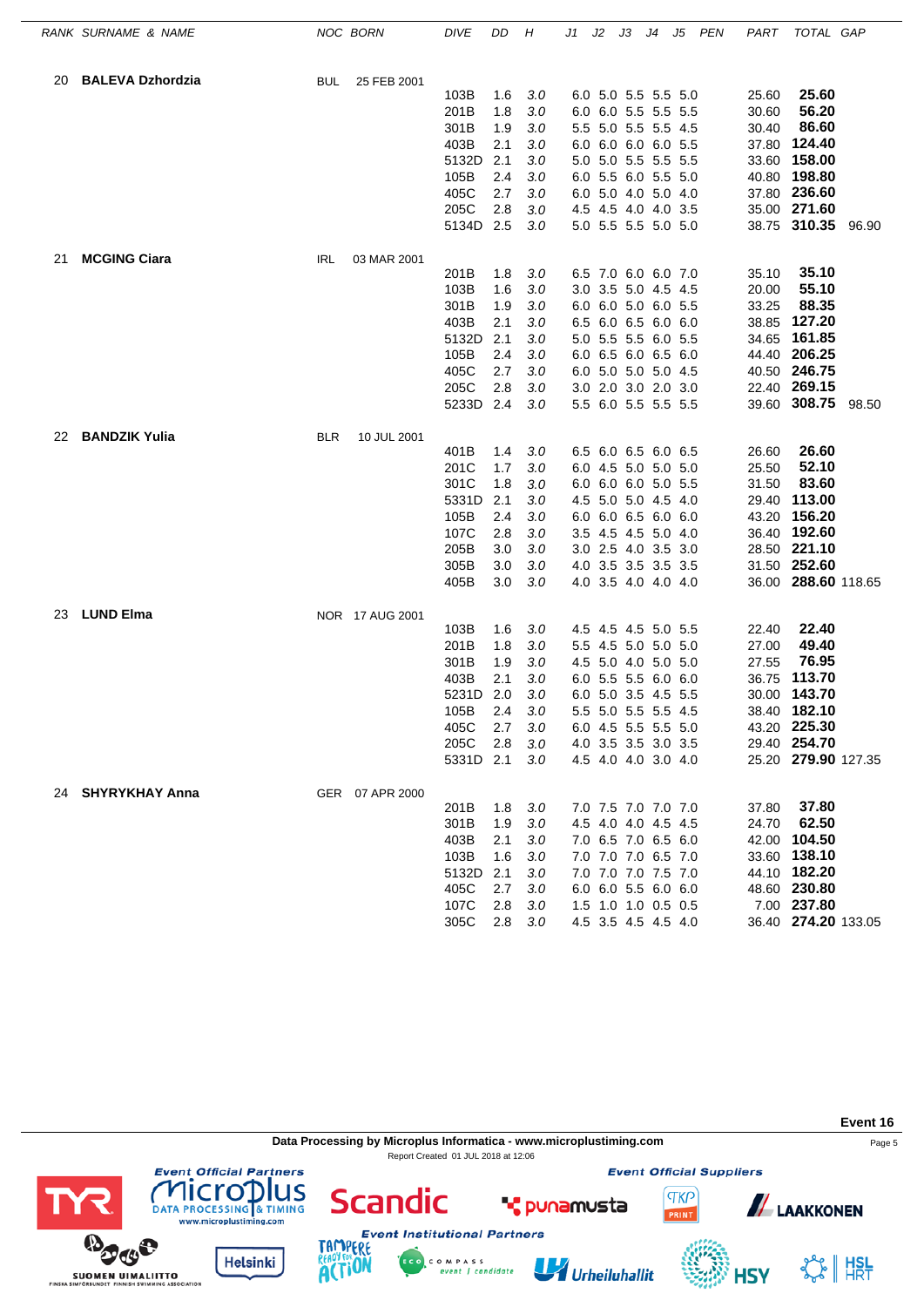| RANK | SURNAME & NAME | NOC | BORN | DIVE | DD | H | J1 | J2 | J3 | J4 | J5 | PEN | PART | TOTAL | GAP |
|---|---|---|---|---|---|---|---|---|---|---|---|---|---|---|---|
| 20 | **BALEVA Dzhordzia** | BUL | 25 FEB 2001 | | | | | | | | | | | | |
| | | | | 103B | 1.6 | 3.0 | 6.0 | 5.0 | 5.5 | 5.5 | 5.0 | | 25.60 | **25.60** | |
| | | | | 201B | 1.8 | 3.0 | 6.0 | 6.0 | 5.5 | 5.5 | 5.5 | | 30.60 | **56.20** | |
| | | | | 301B | 1.9 | 3.0 | 5.5 | 5.0 | 5.5 | 5.5 | 4.5 | | 30.40 | **86.60** | |
| | | | | 403B | 2.1 | 3.0 | 6.0 | 6.0 | 6.0 | 6.0 | 5.5 | | 37.80 | **124.40** | |
| | | | | 5132D | 2.1 | 3.0 | 5.0 | 5.0 | 5.5 | 5.5 | 5.5 | | 33.60 | **158.00** | |
| | | | | 105B | 2.4 | 3.0 | 6.0 | 5.5 | 6.0 | 5.5 | 5.0 | | 40.80 | **198.80** | |
| | | | | 405C | 2.7 | 3.0 | 6.0 | 5.0 | 4.0 | 5.0 | 4.0 | | 37.80 | **236.60** | |
| | | | | 205C | 2.8 | 3.0 | 4.5 | 4.5 | 4.0 | 4.0 | 3.5 | | 35.00 | **271.60** | |
| | | | | 5134D | 2.5 | 3.0 | 5.0 | 5.5 | 5.5 | 5.0 | 5.0 | | 38.75 | **310.35** | 96.90 |
| 21 | **MCGING Ciara** | IRL | 03 MAR 2001 | | | | | | | | | | | | |
| | | | | 201B | 1.8 | 3.0 | 6.5 | 7.0 | 6.0 | 6.0 | 7.0 | | 35.10 | **35.10** | |
| | | | | 103B | 1.6 | 3.0 | 3.0 | 3.5 | 5.0 | 4.5 | 4.5 | | 20.00 | **55.10** | |
| | | | | 301B | 1.9 | 3.0 | 6.0 | 6.0 | 5.0 | 6.0 | 5.5 | | 33.25 | **88.35** | |
| | | | | 403B | 2.1 | 3.0 | 6.5 | 6.0 | 6.5 | 6.0 | 6.0 | | 38.85 | **127.20** | |
| | | | | 5132D | 2.1 | 3.0 | 5.0 | 5.5 | 5.5 | 6.0 | 5.5 | | 34.65 | **161.85** | |
| | | | | 105B | 2.4 | 3.0 | 6.0 | 6.5 | 6.0 | 6.5 | 6.0 | | 44.40 | **206.25** | |
| | | | | 405C | 2.7 | 3.0 | 6.0 | 5.0 | 5.0 | 5.0 | 4.5 | | 40.50 | **246.75** | |
| | | | | 205C | 2.8 | 3.0 | 3.0 | 2.0 | 3.0 | 2.0 | 3.0 | | 22.40 | **269.15** | |
| | | | | 5233D | 2.4 | 3.0 | 5.5 | 6.0 | 5.5 | 5.5 | 5.5 | | 39.60 | **308.75** | 98.50 |
| 22 | **BANDZIK Yulia** | BLR | 10 JUL 2001 | | | | | | | | | | | | |
| | | | | 401B | 1.4 | 3.0 | 6.5 | 6.0 | 6.5 | 6.0 | 6.5 | | 26.60 | **26.60** | |
| | | | | 201C | 1.7 | 3.0 | 6.0 | 4.5 | 5.0 | 5.0 | 5.0 | | 25.50 | **52.10** | |
| | | | | 301C | 1.8 | 3.0 | 6.0 | 6.0 | 6.0 | 5.0 | 5.5 | | 31.50 | **83.60** | |
| | | | | 5331D | 2.1 | 3.0 | 4.5 | 5.0 | 5.0 | 4.5 | 4.0 | | 29.40 | **113.00** | |
| | | | | 105B | 2.4 | 3.0 | 6.0 | 6.0 | 6.5 | 6.0 | 6.0 | | 43.20 | **156.20** | |
| | | | | 107C | 2.8 | 3.0 | 3.5 | 4.5 | 4.5 | 5.0 | 4.0 | | 36.40 | **192.60** | |
| | | | | 205B | 3.0 | 3.0 | 3.0 | 2.5 | 4.0 | 3.5 | 3.0 | | 28.50 | **221.10** | |
| | | | | 305B | 3.0 | 3.0 | 4.0 | 3.5 | 3.5 | 3.5 | 3.5 | | 31.50 | **252.60** | |
| | | | | 405B | 3.0 | 3.0 | 4.0 | 3.5 | 4.0 | 4.0 | 4.0 | | 36.00 | **288.60** | 118.65 |
| 23 | **LUND Elma** | NOR | 17 AUG 2001 | | | | | | | | | | | | |
| | | | | 103B | 1.6 | 3.0 | 4.5 | 4.5 | 4.5 | 5.0 | 5.5 | | 22.40 | **22.40** | |
| | | | | 201B | 1.8 | 3.0 | 5.5 | 4.5 | 5.0 | 5.0 | 5.0 | | 27.00 | **49.40** | |
| | | | | 301B | 1.9 | 3.0 | 4.5 | 5.0 | 4.0 | 5.0 | 5.0 | | 27.55 | **76.95** | |
| | | | | 403B | 2.1 | 3.0 | 6.0 | 5.5 | 5.5 | 6.0 | 6.0 | | 36.75 | **113.70** | |
| | | | | 5231D | 2.0 | 3.0 | 6.0 | 5.0 | 3.5 | 4.5 | 5.5 | | 30.00 | **143.70** | |
| | | | | 105B | 2.4 | 3.0 | 5.5 | 5.0 | 5.5 | 5.5 | 4.5 | | 38.40 | **182.10** | |
| | | | | 405C | 2.7 | 3.0 | 6.0 | 4.5 | 5.5 | 5.5 | 5.0 | | 43.20 | **225.30** | |
| | | | | 205C | 2.8 | 3.0 | 4.0 | 3.5 | 3.5 | 3.0 | 3.5 | | 29.40 | **254.70** | |
| | | | | 5331D | 2.1 | 3.0 | 4.5 | 4.0 | 4.0 | 3.0 | 4.0 | | 25.20 | **279.90** | 127.35 |
| 24 | **SHYRYKHAY Anna** | GER | 07 APR 2000 | | | | | | | | | | | | |
| | | | | 201B | 1.8 | 3.0 | 7.0 | 7.5 | 7.0 | 7.0 | 7.0 | | 37.80 | **37.80** | |
| | | | | 301B | 1.9 | 3.0 | 4.5 | 4.0 | 4.0 | 4.5 | 4.5 | | 24.70 | **62.50** | |
| | | | | 403B | 2.1 | 3.0 | 7.0 | 6.5 | 7.0 | 6.5 | 6.0 | | 42.00 | **104.50** | |
| | | | | 103B | 1.6 | 3.0 | 7.0 | 7.0 | 7.0 | 6.5 | 7.0 | | 33.60 | **138.10** | |
| | | | | 5132D | 2.1 | 3.0 | 7.0 | 7.0 | 7.0 | 7.5 | 7.0 | | 44.10 | **182.20** | |
| | | | | 405C | 2.7 | 3.0 | 6.0 | 6.0 | 5.5 | 6.0 | 6.0 | | 48.60 | **230.80** | |
| | | | | 107C | 2.8 | 3.0 | 1.5 | 1.0 | 1.0 | 0.5 | 0.5 | | 7.00 | **237.80** | |
| | | | | 305C | 2.8 | 3.0 | 4.5 | 3.5 | 4.5 | 4.5 | 4.0 | | 36.40 | **274.20** | 133.05 |

**Event 16**

Data Processing by Microplus Informatica - www.microplustiming.com

Report Created 01 JUL 2018 at 12:06

Event Official Partners

Event Official Suppliers

Event Institutional Partners